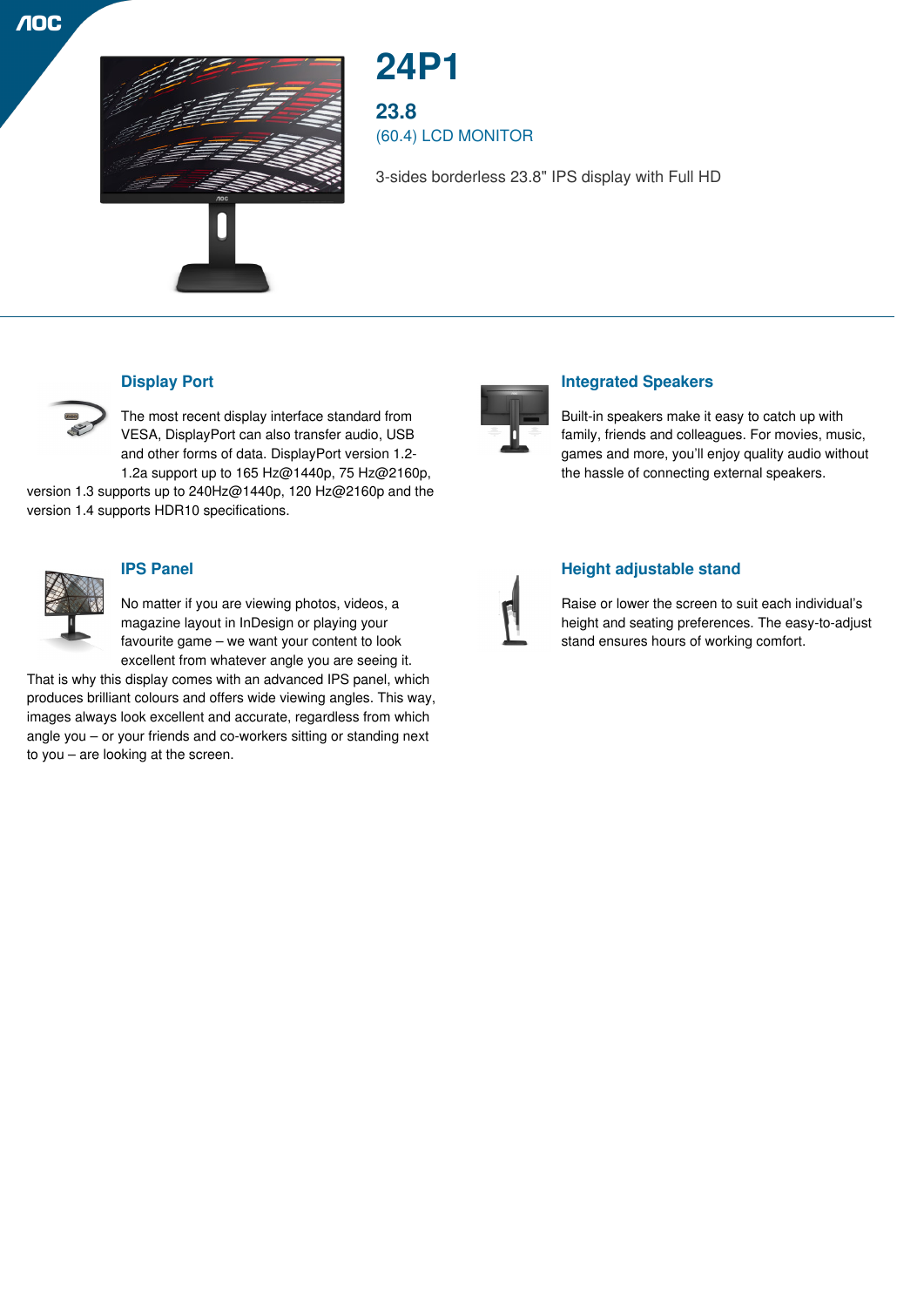# 24P1

## 23.8

(60.4) LCD MONITOR

3-sides borderless 23.8" IPS display with Full HD

### Display Port

The most recent display interface standard from VESA, DisplayPort can also transfer audio, USB and other forms of data. DisplayPort version 1.2-1.2a support up to 165 Hz@1440p, 75 Hz@2160p, version 1.3 supports up to 240Hz@1440p, 120 Hz@2160p and the version 1.4 supports HDR10 specifications.

### IPS Panel

No matter if you are viewing photos, videos, a magazine layout in InDesign or playing your favourite game – we want your content to look excellent from whatever angle you are seeing it. That is why this display comes with an advanced IPS panel, which produces brilliant colours and offers wide viewing angles. This way, images always look excellent and accurate, regardless from which angle you – or your friends and co-workers sitting or standing next to you – are looking at the screen.

### Integrated Speakers

Built-in speakers make it easy to catch up with family, friends and colleagues. For movies, music, games and more, you'll enjoy quality audio without the hassle of connecting external speakers.

### Height adjustable stand

Raise or lower the screen to suit each individual's height and seating preferences. The easy-to-adjust stand ensures hours of working comfort.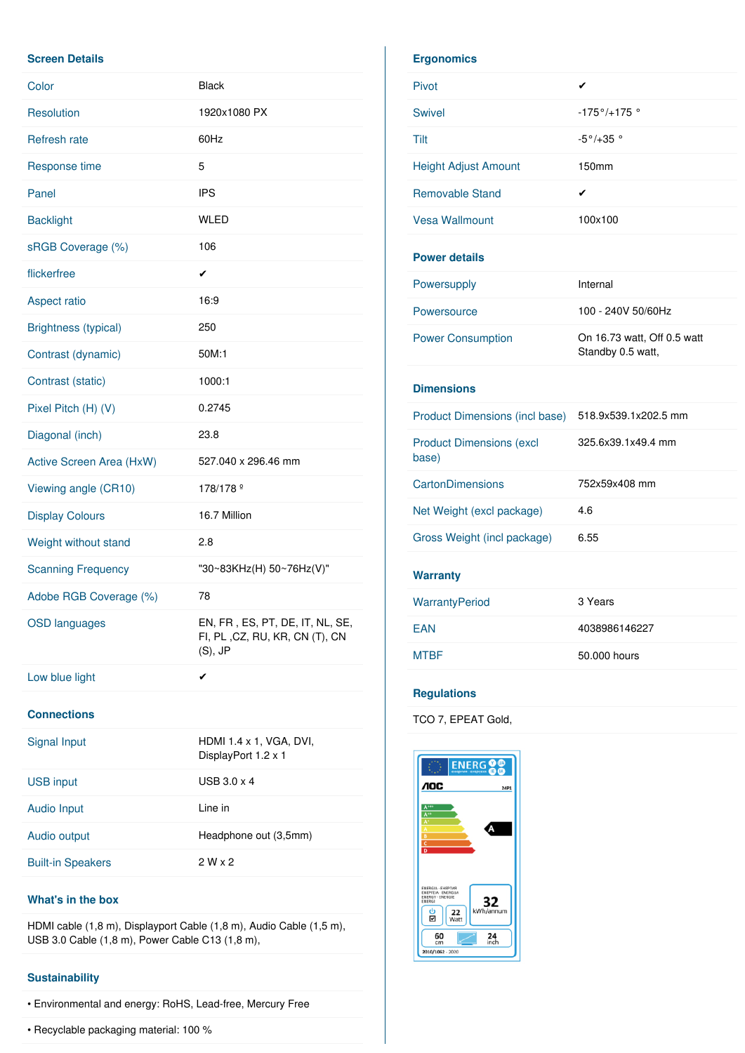## Screen Details

| | |
|---|---|
| Color | Black |
| Resolution | 1920x1080 PX |
| Refresh rate | 60Hz |
| Response time | 5 |
| Panel | IPS |
| Backlight | WLED |
| sRGB Coverage (%) | 106 |
| flickerfree | ✔ |
| Aspect ratio | 16:9 |
| Brightness (typical) | 250 |
| Contrast (dynamic) | 50M:1 |
| Contrast (static) | 1000:1 |
| Pixel Pitch (H) (V) | 0.2745 |
| Diagonal (inch) | 23.8 |
| Active Screen Area (HxW) | 527.040 x 296.46 mm |
| Viewing angle (CR10) | 178/178 º |
| Display Colours | 16.7 Million |
| Weight without stand | 2.8 |
| Scanning Frequency | "30~83KHz(H) 50~76Hz(V)" |
| Adobe RGB Coverage (%) | 78 |
| OSD languages | EN, FR , ES, PT, DE, IT, NL, SE, FI, PL ,CZ, RU, KR, CN (T), CN (S), JP |
| Low blue light | ✔ |

## Connections

| | |
|---|---|
| Signal Input | HDMI 1.4 x 1, VGA, DVI, DisplayPort 1.2 x 1 |
| USB input | USB 3.0 x 4 |
| Audio Input | Line in |
| Audio output | Headphone out (3,5mm) |
| Built-in Speakers | 2 W x 2 |

## What's in the box

HDMI cable (1,8 m), Displayport Cable (1,8 m), Audio Cable (1,5 m), USB 3.0 Cable (1,8 m), Power Cable C13 (1,8 m),

## Sustainability

- Environmental and energy: RoHS, Lead-free, Mercury Free
- Recyclable packaging material: 100 %

## Ergonomics

| | |
|---|---|
| Pivot | ✔ |
| Swivel | -175°/+175 ° |
| Tilt | -5°/+35 ° |
| Height Adjust Amount | 150mm |
| Removable Stand | ✔ |
| Vesa Wallmount | 100x100 |

## Power details

| | |
|---|---|
| Powersupply | Internal |
| Powersource | 100 - 240V 50/60Hz |
| Power Consumption | On 16.73 watt, Off 0.5 watt Standby 0.5 watt, |

## Dimensions

| | |
|---|---|
| Product Dimensions (incl base) | 518.9x539.1x202.5 mm |
| Product Dimensions (excl base) | 325.6x39.1x49.4 mm |
| CartonDimensions | 752x59x408 mm |
| Net Weight (excl package) | 4.6 |
| Gross Weight (incl package) | 6.55 |

## Warranty

| | |
|---|---|
| WarrantyPeriod | 3 Years |
| EAN | 4038986146227 |
| MTBF | 50.000 hours |

## Regulations

TCO 7, EPEAT Gold,

ENERG
AOC
A
22 Watt
32 kWh/annum
60 cm
24 inch
2010/1062 - 2020